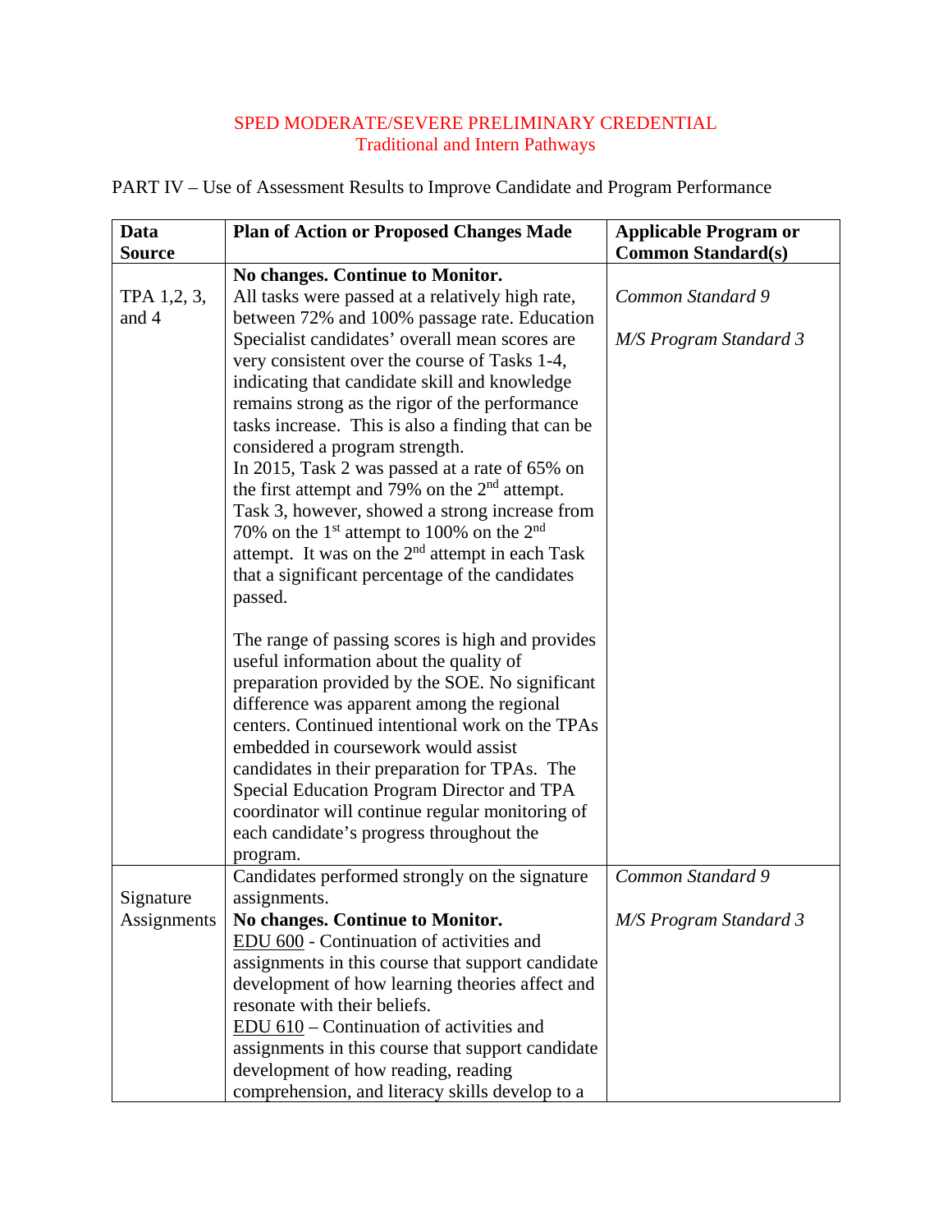SPED MODERATE/SEVERE PRELIMINARY CREDENTIAL
Traditional and Intern Pathways

PART IV – Use of Assessment Results to Improve Candidate and Program Performance

| Data Source | Plan of Action or Proposed Changes Made | Applicable Program or Common Standard(s) |
|---|---|---|
| TPA 1,2, 3, and 4 | **No changes. Continue to Monitor.**<br>All tasks were passed at a relatively high rate, between 72% and 100% passage rate. Education Specialist candidates' overall mean scores are very consistent over the course of Tasks 1-4, indicating that candidate skill and knowledge remains strong as the rigor of the performance tasks increase. This is also a finding that can be considered a program strength.<br>In 2015, Task 2 was passed at a rate of 65% on the first attempt and 79% on the 2nd attempt. Task 3, however, showed a strong increase from 70% on the 1st attempt to 100% on the 2nd attempt. It was on the 2nd attempt in each Task that a significant percentage of the candidates passed.<br><br>The range of passing scores is high and provides useful information about the quality of preparation provided by the SOE. No significant difference was apparent among the regional centers. Continued intentional work on the TPAs embedded in coursework would assist candidates in their preparation for TPAs. The Special Education Program Director and TPA coordinator will continue regular monitoring of each candidate's progress throughout the program. | *Common Standard 9*<br><br>*M/S Program Standard 3* |
| Signature Assignments | Candidates performed strongly on the signature assignments.<br>**No changes. Continue to Monitor.**<br>EDU 600 - Continuation of activities and assignments in this course that support candidate development of how learning theories affect and resonate with their beliefs.<br>EDU 610 – Continuation of activities and assignments in this course that support candidate development of how reading, reading comprehension, and literacy skills develop to a | *Common Standard 9*<br><br>*M/S Program Standard 3* |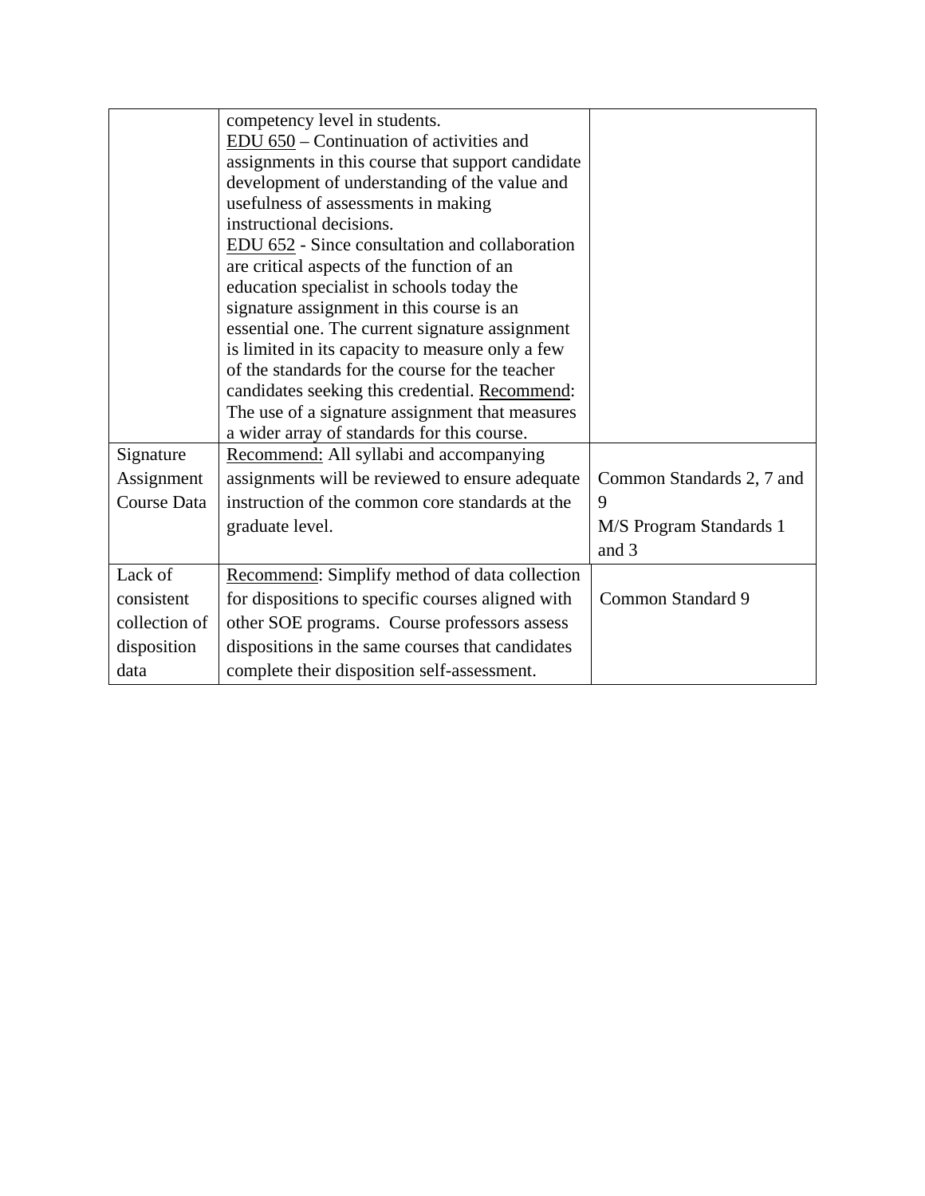| | | |
|---|---|---|
| | competency level in students. EDU 650 – Continuation of activities and assignments in this course that support candidate development of understanding of the value and usefulness of assessments in making instructional decisions. EDU 652 - Since consultation and collaboration are critical aspects of the function of an education specialist in schools today the signature assignment in this course is an essential one. The current signature assignment is limited in its capacity to measure only a few of the standards for the course for the teacher candidates seeking this credential. Recommend: The use of a signature assignment that measures a wider array of standards for this course. | |
| Signature Assignment Course Data | Recommend: All syllabi and accompanying assignments will be reviewed to ensure adequate instruction of the common core standards at the graduate level. | Common Standards 2, 7 and 9<br>M/S Program Standards 1 and 3 |
| Lack of consistent collection of disposition data | Recommend: Simplify method of data collection for dispositions to specific courses aligned with other SOE programs. Course professors assess dispositions in the same courses that candidates complete their disposition self-assessment. | Common Standard 9 |